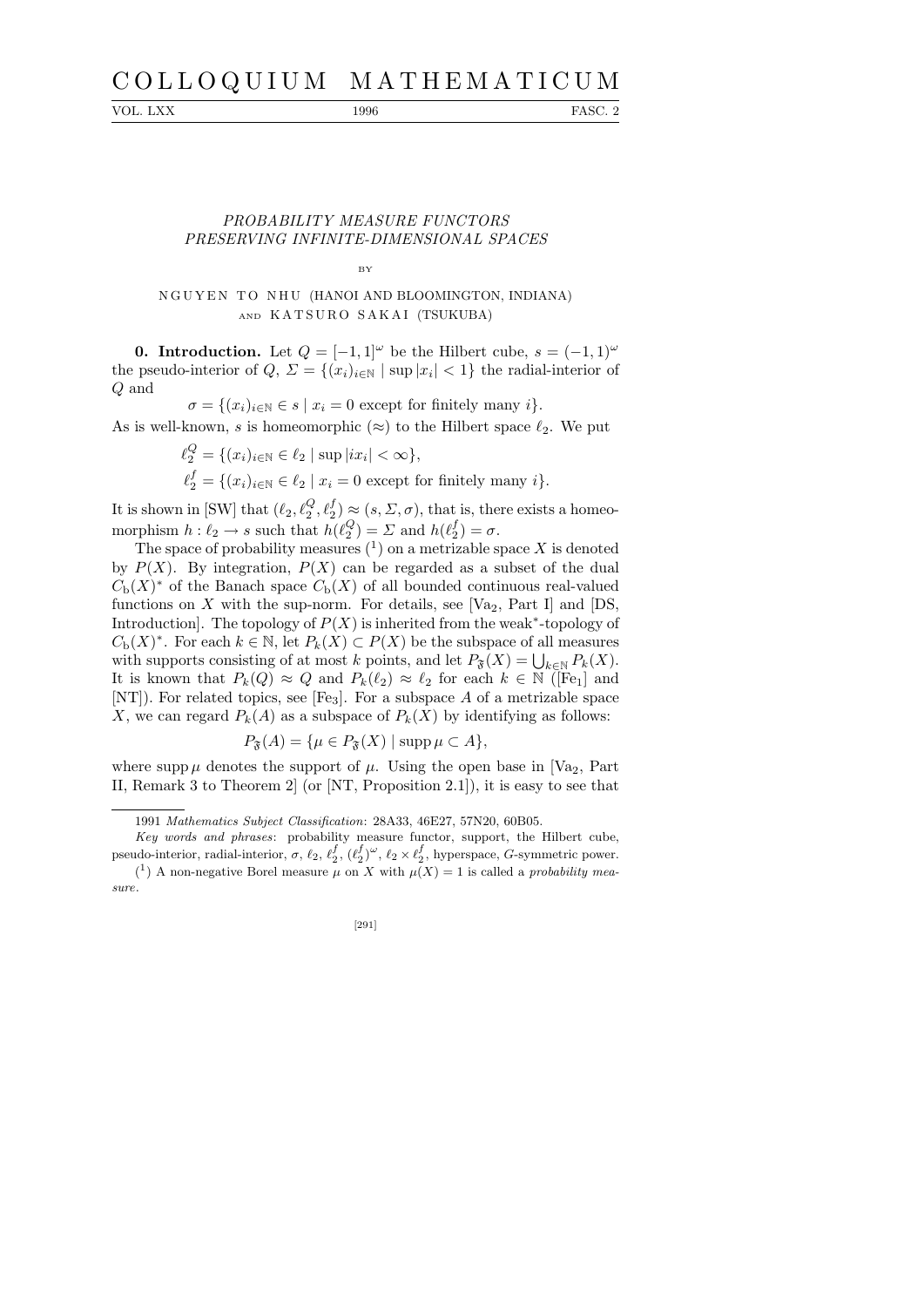# PROBABILITY MEASURE FUNCTORS PRESERVING INFINITE-DIMENSIONAL SPACES

BY

NGUYEN TO NHU (HANOI AND BLOOMINGTON, INDIANA) AND KATSURO SAKAI (TSUKUBA)

**0. Introduction.** Let $Q = [-1,1]^\omega$ be the Hilbert cube, $s = (-1,1)^\omega$ the pseudo-interior of $Q$, $\Sigma = \{(x_i)_{i\in\mathbb{N}} \mid \sup |x_i| < 1\}$ the radial-interior of $Q$ and

$$\sigma = \{(x_i)_{i\in\mathbb{N}} \in s \mid x_i = 0 \text{ except for finitely many } i\}.$$

As is well-known, $s$ is homeomorphic ($\approx$) to the Hilbert space $\ell_2$. We put

$$\ell_2^Q = \{(x_i)_{i\in\mathbb{N}} \in \ell_2 \mid \sup |ix_i| < \infty\},$$

$$\ell_2^f = \{(x_i)_{i\in\mathbb{N}} \in \ell_2 \mid x_i = 0 \text{ except for finitely many } i\}.$$

It is shown in [SW] that $(\ell_2, \ell_2^Q, \ell_2^f) \approx (s, \Sigma, \sigma)$, that is, there exists a homeomorphism $h : \ell_2 \to s$ such that $h(\ell_2^Q) = \Sigma$ and $h(\ell_2^f) = \sigma$.

The space of probability measures [1] on a metrizable space $X$ is denoted by $P(X)$. By integration, $P(X)$ can be regarded as a subset of the dual $C_b(X)^*$ of the Banach space $C_b(X)$ of all bounded continuous real-valued functions on $X$ with the sup-norm. For details, see [Va$_2$, Part I] and [DS, Introduction]. The topology of $P(X)$ is inherited from the weak$^*$-topology of $C_b(X)^*$. For each $k \in \mathbb{N}$, let $P_k(X) \subset P(X)$ be the subspace of all measures with supports consisting of at most $k$ points, and let $P_{\mathfrak{F}}(X) = \bigcup_{k\in\mathbb{N}} P_k(X)$. It is known that $P_k(Q) \approx Q$ and $P_k(\ell_2) \approx \ell_2$ for each $k \in \mathbb{N}$ ([Fe$_1$] and [NT]). For related topics, see [Fe$_3$]. For a subspace $A$ of a metrizable space $X$, we can regard $P_k(A)$ as a subspace of $P_k(X)$ by identifying as follows:

$$P_{\mathfrak{F}}(A) = \{\mu \in P_{\mathfrak{F}}(X) \mid \operatorname{supp} \mu \subset A\},$$

where $\operatorname{supp} \mu$ denotes the support of $\mu$. Using the open base in [Va$_2$, Part II, Remark 3 to Theorem 2] (or [NT, Proposition 2.1]), it is easy to see that

---

1991 *Mathematics Subject Classification*: 28A33, 46E27, 57N20, 60B05.

*Key words and phrases*: probability measure functor, support, the Hilbert cube, pseudo-interior, radial-interior, $\sigma$, $\ell_2$, $\ell_2^f$, $(\ell_2^f)^\omega$, $\ell_2 \times \ell_2^f$, hyperspace, $G$-symmetric power.

[1] A non-negative Borel measure $\mu$ on $X$ with $\mu(X) = 1$ is called a *probability measure*.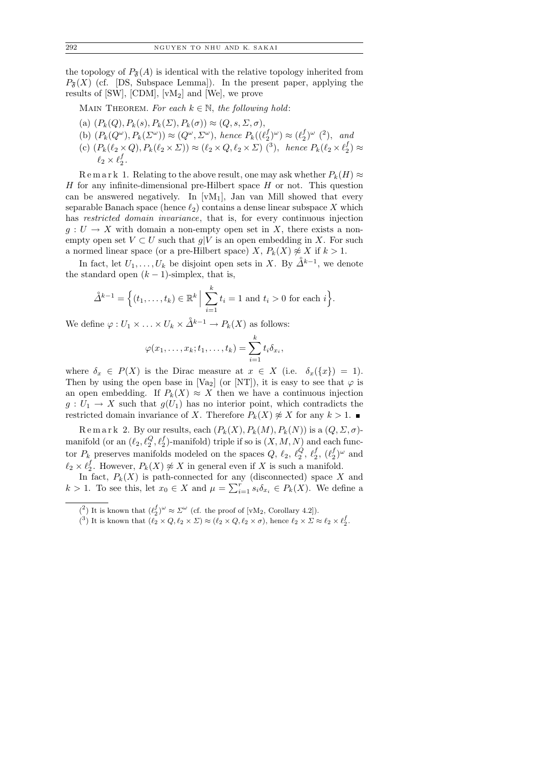the topology of $P_{\mathfrak{F}}(A)$ is identical with the relative topology inherited from $P_{\mathfrak{F}}(X)$ (cf. [DS, Subspace Lemma]). In the present paper, applying the results of [SW], [CDM], [vM$_2$] and [We], we prove

Main Theorem. *For each $k \in \mathbb{N}$, the following hold*:

(a) $(P_k(Q), P_k(s), P_k(\Sigma), P_k(\sigma)) \approx (Q, s, \Sigma, \sigma)$,

(b) $(P_k(Q^\omega), P_k(\Sigma^\omega)) \approx (Q^\omega, \Sigma^\omega)$, *hence* $P_k((\ell_2^f)^\omega) \approx (\ell_2^f)^\omega$ (2), *and*

(c) $(P_k(\ell_2 \times Q), P_k(\ell_2 \times \Sigma)) \approx (\ell_2 \times Q, \ell_2 \times \Sigma)$ (3), *hence* $P_k(\ell_2 \times \ell_2^f) \approx \ell_2 \times \ell_2^f$.

Remark 1. Relating to the above result, one may ask whether $P_k(H) \approx H$ for any infinite-dimensional pre-Hilbert space $H$ or not. This question can be answered negatively. In [vM$_1$], Jan van Mill showed that every separable Banach space (hence $\ell_2$) contains a dense linear subspace $X$ which has *restricted domain invariance*, that is, for every continuous injection $g : U \to X$ with domain a non-empty open set in $X$, there exists a non-empty open set $V \subset U$ such that $g|V$ is an open embedding in $X$. For such a normed linear space (or a pre-Hilbert space) $X$, $P_k(X) \not\approx X$ if $k > 1$.

In fact, let $U_1, \ldots, U_k$ be disjoint open sets in $X$. By $\mathring{\Delta}^{k-1}$, we denote the standard open $(k-1)$-simplex, that is,

$$\mathring{\Delta}^{k-1} = \Big\{(t_1, \ldots, t_k) \in \mathbb{R}^k \;\Big|\; \sum_{i=1}^{k} t_i = 1 \text{ and } t_i > 0 \text{ for each } i\Big\}.$$

We define $\varphi : U_1 \times \ldots \times U_k \times \mathring{\Delta}^{k-1} \to P_k(X)$ as follows:

$$\varphi(x_1, \ldots, x_k; t_1, \ldots, t_k) = \sum_{i=1}^{k} t_i \delta_{x_i},$$

where $\delta_x \in P(X)$ is the Dirac measure at $x \in X$ (i.e. $\delta_x(\{x\}) = 1$). Then by using the open base in [Va$_2$] (or [NT]), it is easy to see that $\varphi$ is an open embedding. If $P_k(X) \approx X$ then we have a continuous injection $g : U_1 \to X$ such that $g(U_1)$ has no interior point, which contradicts the restricted domain invariance of $X$. Therefore $P_k(X) \not\approx X$ for any $k > 1$. ∎

Remark 2. By our results, each $(P_k(X), P_k(M), P_k(N))$ is a $(Q, \Sigma, \sigma)$-manifold (or an $(\ell_2, \ell_2^Q, \ell_2^f)$-manifold) triple if so is $(X, M, N)$ and each functor $P_k$ preserves manifolds modeled on the spaces $Q$, $\ell_2$, $\ell_2^Q$, $\ell_2^f$, $(\ell_2^f)^\omega$ and $\ell_2 \times \ell_2^f$. However, $P_k(X) \not\approx X$ in general even if $X$ is such a manifold.

In fact, $P_k(X)$ is path-connected for any (disconnected) space $X$ and $k > 1$. To see this, let $x_0 \in X$ and $\mu = \sum_{i=1}^{r} s_i \delta_{x_i} \in P_k(X)$. We define a

(2) It is known that $(\ell_2^f)^\omega \approx \Sigma^\omega$ (cf. the proof of [vM$_2$, Corollary 4.2]).

(3) It is known that $(\ell_2 \times Q, \ell_2 \times \Sigma) \approx (\ell_2 \times Q, \ell_2 \times \sigma)$, hence $\ell_2 \times \Sigma \approx \ell_2 \times \ell_2^f$.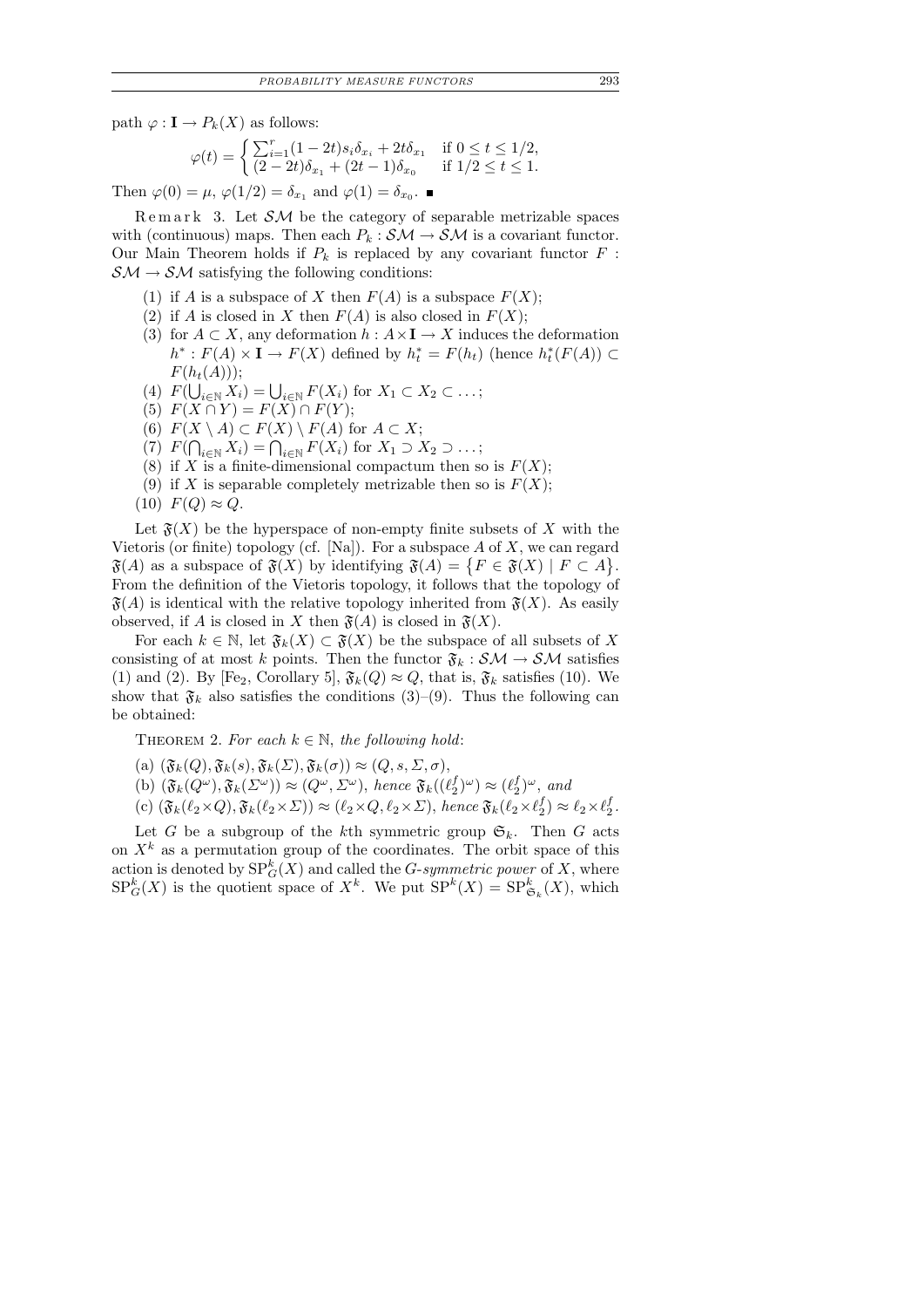path $\varphi : \mathbf{I} \to P_k(X)$ as follows:

$$\varphi(t) = \begin{cases} \sum_{i=1}^{r}(1-2t)s_i\delta_{x_i} + 2t\delta_{x_1} & \text{if } 0 \le t \le 1/2, \\ (2-2t)\delta_{x_1} + (2t-1)\delta_{x_0} & \text{if } 1/2 \le t \le 1. \end{cases}$$

Then $\varphi(0) = \mu$, $\varphi(1/2) = \delta_{x_1}$ and $\varphi(1) = \delta_{x_0}$. ■

Remark 3. Let $\mathcal{SM}$ be the category of separable metrizable spaces with (continuous) maps. Then each $P_k : \mathcal{SM} \to \mathcal{SM}$ is a covariant functor. Our Main Theorem holds if $P_k$ is replaced by any covariant functor $F : \mathcal{SM} \to \mathcal{SM}$ satisfying the following conditions:

1. if $A$ is a subspace of $X$ then $F(A)$ is a subspace $F(X)$;
2. if $A$ is closed in $X$ then $F(A)$ is also closed in $F(X)$;
3. for $A \subset X$, any deformation $h : A \times \mathbf{I} \to X$ induces the deformation $h^* : F(A) \times \mathbf{I} \to F(X)$ defined by $h_t^* = F(h_t)$ (hence $h_t^*(F(A)) \subset F(h_t(A))$);
4. $F(\bigcup_{i\in\mathbb{N}} X_i) = \bigcup_{i\in\mathbb{N}} F(X_i)$ for $X_1 \subset X_2 \subset \ldots$;
5. $F(X \cap Y) = F(X) \cap F(Y)$;
6. $F(X \setminus A) \subset F(X) \setminus F(A)$ for $A \subset X$;
7. $F(\bigcap_{i\in\mathbb{N}} X_i) = \bigcap_{i\in\mathbb{N}} F(X_i)$ for $X_1 \supset X_2 \supset \ldots$;
8. if $X$ is a finite-dimensional compactum then so is $F(X)$;
9. if $X$ is separable completely metrizable then so is $F(X)$;
10. $F(Q) \approx Q$.

Let $\mathfrak{F}(X)$ be the hyperspace of non-empty finite subsets of $X$ with the Vietoris (or finite) topology (cf. [Na]). For a subspace $A$ of $X$, we can regard $\mathfrak{F}(A)$ as a subspace of $\mathfrak{F}(X)$ by identifying $\mathfrak{F}(A) = \{F \in \mathfrak{F}(X) \mid F \subset A\}$. From the definition of the Vietoris topology, it follows that the topology of $\mathfrak{F}(A)$ is identical with the relative topology inherited from $\mathfrak{F}(X)$. As easily observed, if $A$ is closed in $X$ then $\mathfrak{F}(A)$ is closed in $\mathfrak{F}(X)$.

For each $k \in \mathbb{N}$, let $\mathfrak{F}_k(X) \subset \mathfrak{F}(X)$ be the subspace of all subsets of $X$ consisting of at most $k$ points. Then the functor $\mathfrak{F}_k : \mathcal{SM} \to \mathcal{SM}$ satisfies (1) and (2). By [Fe$_2$, Corollary 5], $\mathfrak{F}_k(Q) \approx Q$, that is, $\mathfrak{F}_k$ satisfies (10). We show that $\mathfrak{F}_k$ also satisfies the conditions (3)–(9). Thus the following can be obtained:

Theorem 2. *For each $k \in \mathbb{N}$, the following hold*:

(a) $(\mathfrak{F}_k(Q), \mathfrak{F}_k(s), \mathfrak{F}_k(\Sigma), \mathfrak{F}_k(\sigma)) \approx (Q, s, \Sigma, \sigma)$,

(b) $(\mathfrak{F}_k(Q^\omega), \mathfrak{F}_k(\Sigma^\omega)) \approx (Q^\omega, \Sigma^\omega)$, *hence* $\mathfrak{F}_k((\ell_2^f)^\omega) \approx (\ell_2^f)^\omega$, *and*

(c) $(\mathfrak{F}_k(\ell_2 \times Q), \mathfrak{F}_k(\ell_2 \times \Sigma)) \approx (\ell_2 \times Q, \ell_2 \times \Sigma)$, *hence* $\mathfrak{F}_k(\ell_2 \times \ell_2^f) \approx \ell_2 \times \ell_2^f$.

Let $G$ be a subgroup of the $k$th symmetric group $\mathfrak{S}_k$. Then $G$ acts on $X^k$ as a permutation group of the coordinates. The orbit space of this action is denoted by $\mathrm{SP}_G^k(X)$ and called the *$G$-symmetric power* of $X$, where $\mathrm{SP}_G^k(X)$ is the quotient space of $X^k$. We put $\mathrm{SP}^k(X) = \mathrm{SP}_{\mathfrak{S}_k}^k(X)$, which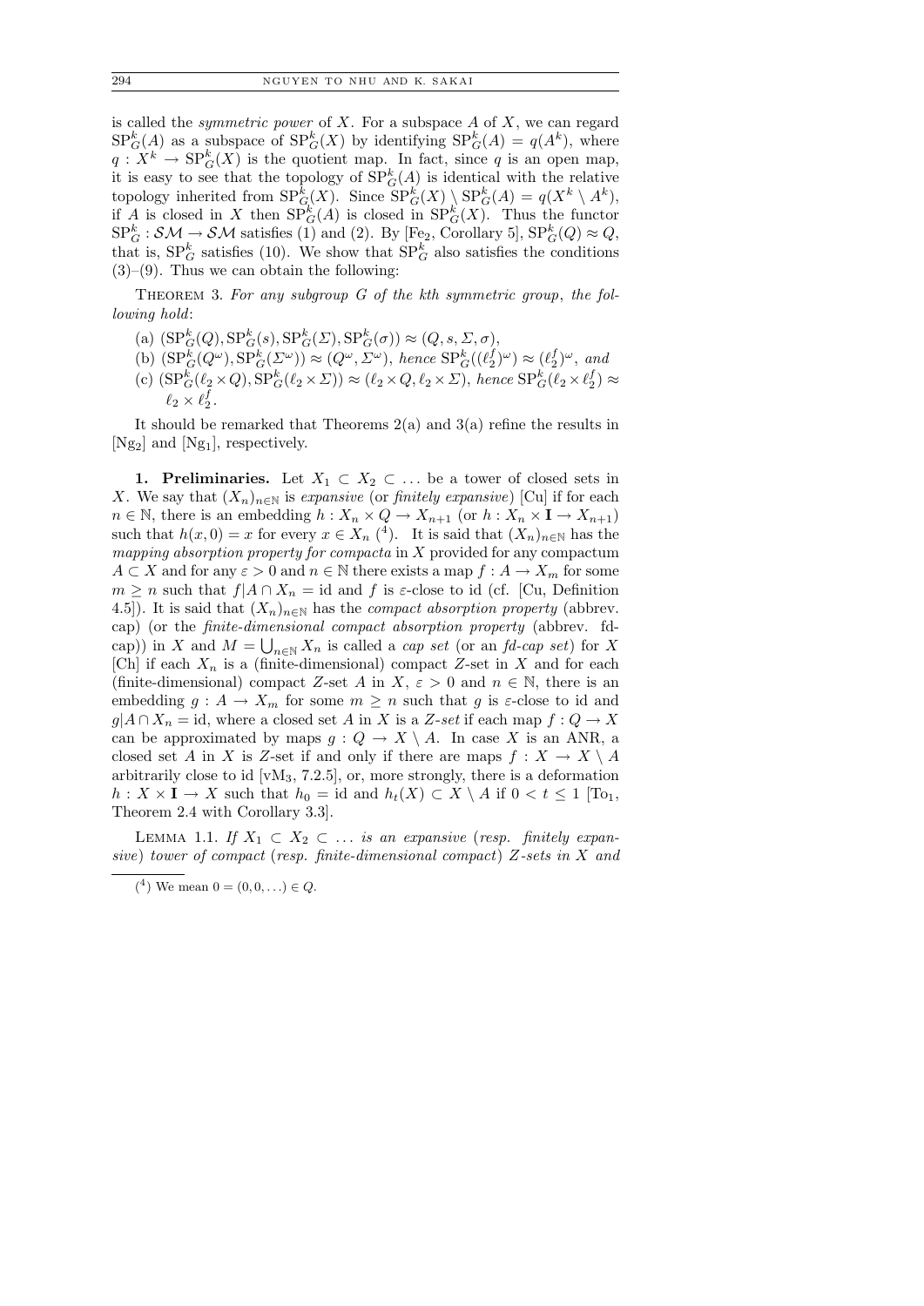is called the *symmetric power* of $X$. For a subspace $A$ of $X$, we can regard $\mathrm{SP}^k_G(A)$ as a subspace of $\mathrm{SP}^k_G(X)$ by identifying $\mathrm{SP}^k_G(A) = q(A^k)$, where $q : X^k \to \mathrm{SP}^k_G(X)$ is the quotient map. In fact, since $q$ is an open map, it is easy to see that the topology of $\mathrm{SP}^k_G(A)$ is identical with the relative topology inherited from $\mathrm{SP}^k_G(X)$. Since $\mathrm{SP}^k_G(X) \setminus \mathrm{SP}^k_G(A) = q(X^k \setminus A^k)$, if $A$ is closed in $X$ then $\mathrm{SP}^k_G(A)$ is closed in $\mathrm{SP}^k_G(X)$. Thus the functor $\mathrm{SP}^k_G : \mathcal{SM} \to \mathcal{SM}$ satisfies (1) and (2). By [Fe$_2$, Corollary 5], $\mathrm{SP}^k_G(Q) \approx Q$, that is, $\mathrm{SP}^k_G$ satisfies (10). We show that $\mathrm{SP}^k_G$ also satisfies the conditions (3)–(9). Thus we can obtain the following:

Theorem 3. *For any subgroup $G$ of the $k$th symmetric group, the following hold*:

- (a) $(\mathrm{SP}^k_G(Q), \mathrm{SP}^k_G(s), \mathrm{SP}^k_G(\Sigma), \mathrm{SP}^k_G(\sigma)) \approx (Q, s, \Sigma, \sigma)$,
- (b) $(\mathrm{SP}^k_G(Q^\omega), \mathrm{SP}^k_G(\Sigma^\omega)) \approx (Q^\omega, \Sigma^\omega)$, *hence* $\mathrm{SP}^k_G((\ell^f_2)^\omega) \approx (\ell^f_2)^\omega$, *and*
- (c) $(\mathrm{SP}^k_G(\ell_2 \times Q), \mathrm{SP}^k_G(\ell_2 \times \Sigma)) \approx (\ell_2 \times Q, \ell_2 \times \Sigma)$, *hence* $\mathrm{SP}^k_G(\ell_2 \times \ell^f_2) \approx \ell_2 \times \ell^f_2$.

It should be remarked that Theorems 2(a) and 3(a) refine the results in [Ng$_2$] and [Ng$_1$], respectively.

**1. Preliminaries.** Let $X_1 \subset X_2 \subset \ldots$ be a tower of closed sets in $X$. We say that $(X_n)_{n\in\mathbb{N}}$ is *expansive* (or *finitely expansive*) [Cu] if for each $n \in \mathbb{N}$, there is an embedding $h : X_n \times Q \to X_{n+1}$ (or $h : X_n \times \mathbf{I} \to X_{n+1}$) such that $h(x, 0) = x$ for every $x \in X_n$ [4]. It is said that $(X_n)_{n\in\mathbb{N}}$ has the *mapping absorption property for compacta* in $X$ provided for any compactum $A \subset X$ and for any $\varepsilon > 0$ and $n \in \mathbb{N}$ there exists a map $f : A \to X_m$ for some $m \geq n$ such that $f|A \cap X_n = \mathrm{id}$ and $f$ is $\varepsilon$-close to id (cf. [Cu, Definition 4.5]). It is said that $(X_n)_{n\in\mathbb{N}}$ has the *compact absorption property* (abbrev. cap) (or the *finite-dimensional compact absorption property* (abbrev. fd-cap)) in $X$ and $M = \bigcup_{n\in\mathbb{N}} X_n$ is called a *cap set* (or an *fd-cap set*) for $X$ [Ch] if each $X_n$ is a (finite-dimensional) compact $Z$-set in $X$ and for each (finite-dimensional) compact $Z$-set $A$ in $X$, $\varepsilon > 0$ and $n \in \mathbb{N}$, there is an embedding $g : A \to X_m$ for some $m \geq n$ such that $g$ is $\varepsilon$-close to id and $g|A \cap X_n = \mathrm{id}$, where a closed set $A$ in $X$ is a *Z-set* if each map $f : Q \to X$ can be approximated by maps $g : Q \to X \setminus A$. In case $X$ is an ANR, a closed set $A$ in $X$ is $Z$-set if and only if there are maps $f : X \to X \setminus A$ arbitrarily close to id [vM$_3$, 7.2.5], or, more strongly, there is a deformation $h : X \times \mathbf{I} \to X$ such that $h_0 = \mathrm{id}$ and $h_t(X) \subset X \setminus A$ if $0 < t \leq 1$ [To$_1$, Theorem 2.4 with Corollary 3.3].

Lemma 1.1. *If $X_1 \subset X_2 \subset \ldots$ is an expansive* (*resp. finitely expansive*) *tower of compact* (*resp. finite-dimensional compact*) *Z-sets in $X$ and*

[4] We mean $0 = (0, 0, \ldots) \in Q$.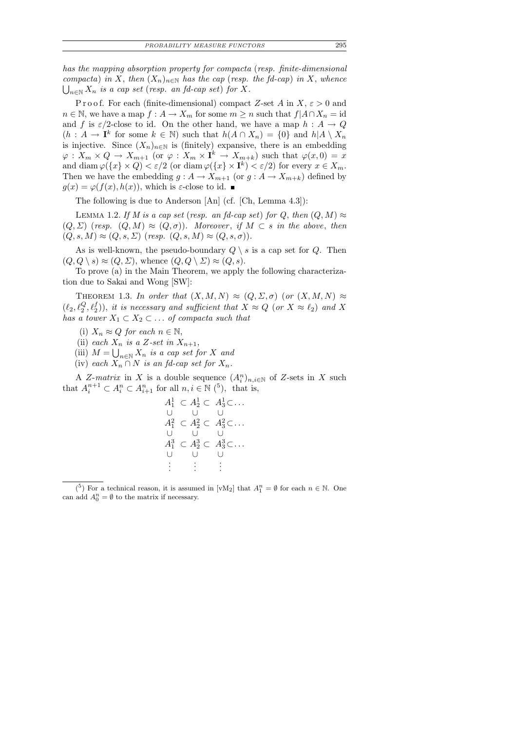*has the mapping absorption property for compacta* (*resp. finite-dimensional compacta*) *in* $X$, *then* $(X_n)_{n\in\mathbb{N}}$ *has the cap* (*resp. the fd-cap*) *in* $X$, *whence* $\bigcup_{n\in\mathbb{N}} X_n$ *is a cap set* (*resp. an fd-cap set*) *for* $X$.

Proof. For each (finite-dimensional) compact $Z$-set $A$ in $X$, $\varepsilon > 0$ and $n \in \mathbb{N}$, we have a map $f : A \to X_m$ for some $m \geq n$ such that $f|A\cap X_n = \mathrm{id}$ and $f$ is $\varepsilon/2$-close to id. On the other hand, we have a map $h : A \to Q$ ($h : A \to \mathbf{I}^k$ for some $k \in \mathbb{N}$) such that $h(A \cap X_n) = \{0\}$ and $h|A \setminus X_n$ is injective. Since $(X_n)_{n\in\mathbb{N}}$ is (finitely) expansive, there is an embedding $\varphi : X_m \times Q \to X_{m+1}$ (or $\varphi : X_m \times \mathbf{I}^k \to X_{m+k}$) such that $\varphi(x, 0) = x$ and $\operatorname{diam}\varphi(\{x\} \times Q) < \varepsilon/2$ (or $\operatorname{diam}\varphi(\{x\} \times \mathbf{I}^k) < \varepsilon/2$) for every $x \in X_m$. Then we have the embedding $g : A \to X_{m+1}$ (or $g : A \to X_{m+k}$) defined by $g(x) = \varphi(f(x), h(x))$, which is $\varepsilon$-close to id. ∎

The following is due to Anderson [An] (cf. [Ch, Lemma 4.3]):

Lemma 1.2. *If* $M$ *is a cap set* (*resp. an fd-cap set*) *for* $Q$, *then* $(Q, M) \approx (Q, \Sigma)$ (*resp.* $(Q, M) \approx (Q, \sigma)$). *Moreover*, *if* $M \subset s$ *in the above*, *then* $(Q, s, M) \approx (Q, s, \Sigma)$ (*resp.* $(Q, s, M) \approx (Q, s, \sigma)$).

As is well-known, the pseudo-boundary $Q \setminus s$ is a cap set for $Q$. Then $(Q, Q \setminus s) \approx (Q, \Sigma)$, whence $(Q, Q \setminus \Sigma) \approx (Q, s)$.

To prove (a) in the Main Theorem, we apply the following characterization due to Sakai and Wong [SW]:

Theorem 1.3. *In order that* $(X, M, N) \approx (Q, \Sigma, \sigma)$ (*or* $(X, M, N) \approx (\ell_2, \ell_2^Q, \ell_2^f)$), *it is necessary and sufficient that* $X \approx Q$ (*or* $X \approx \ell_2$) *and* $X$ *has a tower* $X_1 \subset X_2 \subset \ldots$ *of compacta such that*

(i) $X_n \approx Q$ *for each* $n \in \mathbb{N}$,
(ii) *each* $X_n$ *is a* $Z$-*set in* $X_{n+1}$,
(iii) $M = \bigcup_{n\in\mathbb{N}} X_n$ *is a cap set for* $X$ *and*
(iv) *each* $X_n \cap N$ *is an fd-cap set for* $X_n$.

A *$Z$-matrix* in $X$ is a double sequence $(A_i^n)_{n,i\in\mathbb{N}}$ of $Z$-sets in $X$ such that $A_i^{n+1} \subset A_i^n \subset A_{i+1}^n$ for all $n, i \in \mathbb{N}$ [5], that is,

$$\begin{array}{ccccccc}
A_1^1 & \subset & A_2^1 & \subset & A_3^1 & \subset & \ldots \\
\cup & & \cup & & \cup & & \\
A_1^2 & \subset & A_2^2 & \subset & A_3^2 & \subset & \ldots \\
\cup & & \cup & & \cup & & \\
A_1^3 & \subset & A_2^3 & \subset & A_3^3 & \subset & \ldots \\
\cup & & \cup & & \cup & & \\
\vdots & & \vdots & & \vdots & &
\end{array}$$

---

[5] For a technical reason, it is assumed in [vM$_2$] that $A_1^n = \emptyset$ for each $n \in \mathbb{N}$. One can add $A_0^n = \emptyset$ to the matrix if necessary.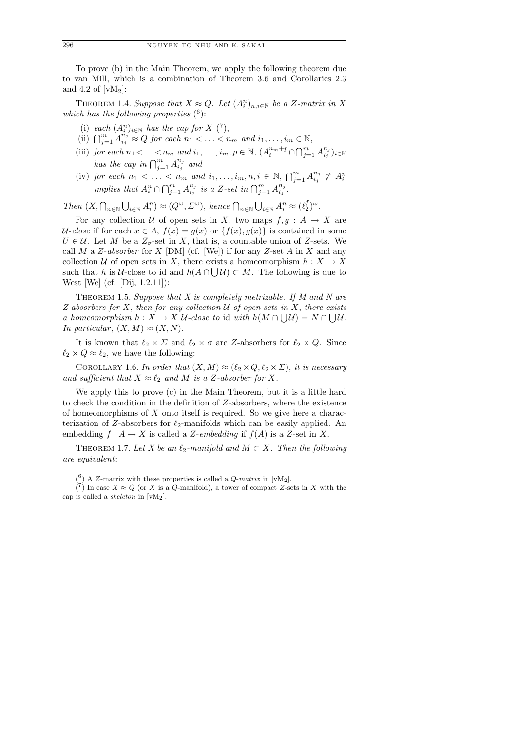To prove (b) in the Main Theorem, we apply the following theorem due to van Mill, which is a combination of Theorem 3.6 and Corollaries 2.3 and 4.2 of [vM$_2$]:

THEOREM 1.4. *Suppose that $X \approx Q$. Let $(A_i^n)_{n,i\in\mathbb{N}}$ be a $Z$-matrix in $X$ which has the following properties* ([6]):

(i) *each $(A_i^n)_{i\in\mathbb{N}}$ has the cap for $X$* ([7]),

(ii) *$\bigcap_{j=1}^m A_{i_j}^{n_j} \approx Q$ for each $n_1 < \ldots < n_m$ and $i_1, \ldots, i_m \in \mathbb{N}$,*

(iii) *for each $n_1 < \ldots < n_m$ and $i_1, \ldots, i_m, p \in \mathbb{N}$, $(A_i^{n_m+p} \cap \bigcap_{j=1}^m A_{i_j}^{n_j})_{i\in\mathbb{N}}$ has the cap in $\bigcap_{j=1}^m A_{i_j}^{n_j}$ and*

(iv) *for each $n_1 < \ldots < n_m$ and $i_1, \ldots, i_m, n, i \in \mathbb{N}$, $\bigcap_{j=1}^m A_{i_j}^{n_j} \not\subset A_i^n$ implies that $A_i^n \cap \bigcap_{j=1}^m A_{i_j}^{n_j}$ is a $Z$-set in $\bigcap_{j=1}^m A_{i_j}^{n_j}$.*

*Then $(X, \bigcap_{n\in\mathbb{N}} \bigcup_{i\in\mathbb{N}} A_i^n) \approx (Q^\omega, \Sigma^\omega)$, hence $\bigcap_{n\in\mathbb{N}} \bigcup_{i\in\mathbb{N}} A_i^n \approx (\ell_2^f)^\omega$.*

For any collection $\mathcal{U}$ of open sets in $X$, two maps $f, g : A \to X$ are *$\mathcal{U}$-close* if for each $x \in A$, $f(x) = g(x)$ or $\{f(x), g(x)\}$ is contained in some $U \in \mathcal{U}$. Let $M$ be a $Z_\sigma$-set in $X$, that is, a countable union of $Z$-sets. We call $M$ a *$Z$-absorber* for $X$ [DM] (cf. [We]) if for any $Z$-set $A$ in $X$ and any collection $\mathcal{U}$ of open sets in $X$, there exists a homeomorphism $h : X \to X$ such that $h$ is $\mathcal{U}$-close to id and $h(A \cap \bigcup \mathcal{U}) \subset M$. The following is due to West [We] (cf. [Dij, 1.2.11]):

THEOREM 1.5. *Suppose that $X$ is completely metrizable. If $M$ and $N$ are $Z$-absorbers for $X$, then for any collection $\mathcal{U}$ of open sets in $X$, there exists a homeomorphism $h : X \to X$ $\mathcal{U}$-close to* id *with $h(M \cap \bigcup \mathcal{U}) = N \cap \bigcup \mathcal{U}$. In particular, $(X, M) \approx (X, N)$.*

It is known that $\ell_2 \times \Sigma$ and $\ell_2 \times \sigma$ are $Z$-absorbers for $\ell_2 \times Q$. Since $\ell_2 \times Q \approx \ell_2$, we have the following:

COROLLARY 1.6. *In order that $(X, M) \approx (\ell_2 \times Q, \ell_2 \times \Sigma)$, it is necessary and sufficient that $X \approx \ell_2$ and $M$ is a $Z$-absorber for $X$.*

We apply this to prove (c) in the Main Theorem, but it is a little hard to check the condition in the definition of $Z$-absorbers, where the existence of homeomorphisms of $X$ onto itself is required. So we give here a characterization of $Z$-absorbers for $\ell_2$-manifolds which can be easily applied. An embedding $f : A \to X$ is called a *$Z$-embedding* if $f(A)$ is a $Z$-set in $X$.

THEOREM 1.7. *Let $X$ be an $\ell_2$-manifold and $M \subset X$. Then the following are equivalent*:

---

([6]) A $Z$-matrix with these properties is called a *$Q$-matrix* in [vM$_2$].

([7]) In case $X \approx Q$ (or $X$ is a $Q$-manifold), a tower of compact $Z$-sets in $X$ with the cap is called a *skeleton* in [vM$_2$].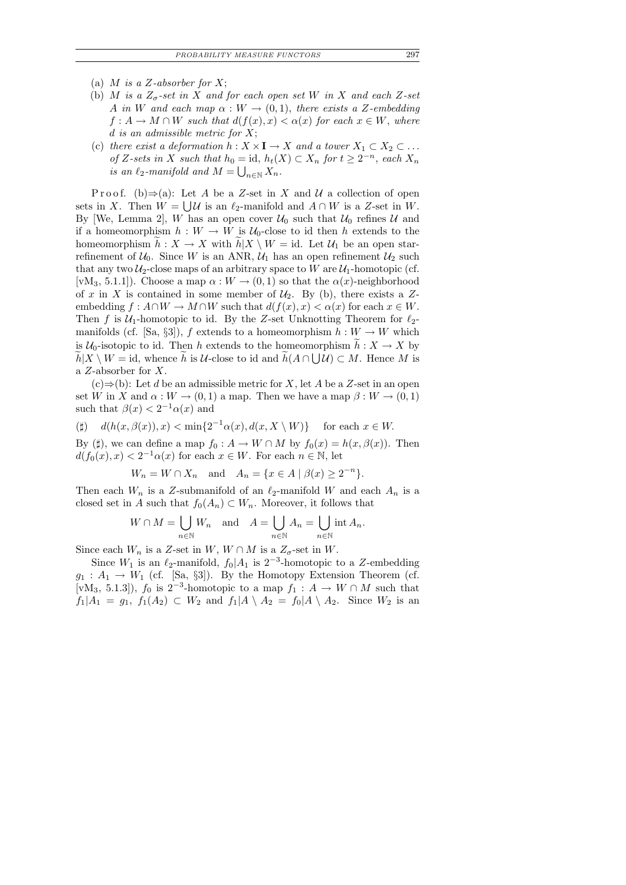(a) *$M$ is a $Z$-absorber for $X$;*

(b) *$M$ is a $Z_\sigma$-set in $X$ and for each open set $W$ in $X$ and each $Z$-set $A$ in $W$ and each map $\alpha : W \to (0,1)$, there exists a $Z$-embedding $f : A \to M \cap W$ such that $d(f(x), x) < \alpha(x)$ for each $x \in W$, where $d$ is an admissible metric for $X$;*

(c) *there exist a deformation $h : X \times \mathbf{I} \to X$ and a tower $X_1 \subset X_2 \subset \ldots$ of $Z$-sets in $X$ such that $h_0 = \mathrm{id}$, $h_t(X) \subset X_n$ for $t \geq 2^{-n}$, each $X_n$ is an $\ell_2$-manifold and $M = \bigcup_{n\in\mathbb{N}} X_n$.*

Proof. (b)⇒(a): Let $A$ be a $Z$-set in $X$ and $\mathcal{U}$ a collection of open sets in $X$. Then $W = \bigcup \mathcal{U}$ is an $\ell_2$-manifold and $A \cap W$ is a $Z$-set in $W$. By [We, Lemma 2], $W$ has an open cover $\mathcal{U}_0$ such that $\mathcal{U}_0$ refines $\mathcal{U}$ and if a homeomorphism $h : W \to W$ is $\mathcal{U}_0$-close to id then $h$ extends to the homeomorphism $\widetilde{h} : X \to X$ with $\widetilde{h}|X \setminus W = \mathrm{id}$. Let $\mathcal{U}_1$ be an open star-refinement of $\mathcal{U}_0$. Since $W$ is an ANR, $\mathcal{U}_1$ has an open refinement $\mathcal{U}_2$ such that any two $\mathcal{U}_2$-close maps of an arbitrary space to $W$ are $\mathcal{U}_1$-homotopic (cf. [vM$_3$, 5.1.1]). Choose a map $\alpha : W \to (0,1)$ so that the $\alpha(x)$-neighborhood of $x$ in $X$ is contained in some member of $\mathcal{U}_2$. By (b), there exists a $Z$-embedding $f : A \cap W \to M \cap W$ such that $d(f(x), x) < \alpha(x)$ for each $x \in W$. Then $f$ is $\mathcal{U}_1$-homotopic to id. By the $Z$-set Unknotting Theorem for $\ell_2$-manifolds (cf. [Sa, §3]), $f$ extends to a homeomorphism $h : W \to W$ which is $\mathcal{U}_0$-isotopic to id. Then $h$ extends to the homeomorphism $\widetilde{h} : X \to X$ by $\widetilde{h}|X \setminus W = \mathrm{id}$, whence $\widetilde{h}$ is $\mathcal{U}$-close to id and $\widetilde{h}(A \cap \bigcup \mathcal{U}) \subset M$. Hence $M$ is a $Z$-absorber for $X$.

(c)⇒(b): Let $d$ be an admissible metric for $X$, let $A$ be a $Z$-set in an open set $W$ in $X$ and $\alpha : W \to (0,1)$ a map. Then we have a map $\beta : W \to (0,1)$ such that $\beta(x) < 2^{-1}\alpha(x)$ and

$$(\sharp) \quad d(h(x, \beta(x)), x) < \min\{2^{-1}\alpha(x), d(x, X \setminus W)\} \quad \text{for each } x \in W.$$

By ($\sharp$), we can define a map $f_0 : A \to W \cap M$ by $f_0(x) = h(x, \beta(x))$. Then $d(f_0(x), x) < 2^{-1}\alpha(x)$ for each $x \in W$. For each $n \in \mathbb{N}$, let

$$W_n = W \cap X_n \quad \text{and} \quad A_n = \{x \in A \mid \beta(x) \geq 2^{-n}\}.$$

Then each $W_n$ is a $Z$-submanifold of an $\ell_2$-manifold $W$ and each $A_n$ is a closed set in $A$ such that $f_0(A_n) \subset W_n$. Moreover, it follows that

$$W \cap M = \bigcup_{n\in\mathbb{N}} W_n \quad \text{and} \quad A = \bigcup_{n\in\mathbb{N}} A_n = \bigcup_{n\in\mathbb{N}} \mathrm{int}\, A_n.$$

Since each $W_n$ is a $Z$-set in $W$, $W \cap M$ is a $Z_\sigma$-set in $W$.

Since $W_1$ is an $\ell_2$-manifold, $f_0|A_1$ is $2^{-3}$-homotopic to a $Z$-embedding $g_1 : A_1 \to W_1$ (cf. [Sa, §3]). By the Homotopy Extension Theorem (cf. [vM$_3$, 5.1.3]), $f_0$ is $2^{-3}$-homotopic to a map $f_1 : A \to W \cap M$ such that $f_1|A_1 = g_1$, $f_1(A_2) \subset W_2$ and $f_1|A \setminus A_2 = f_0|A \setminus A_2$. Since $W_2$ is an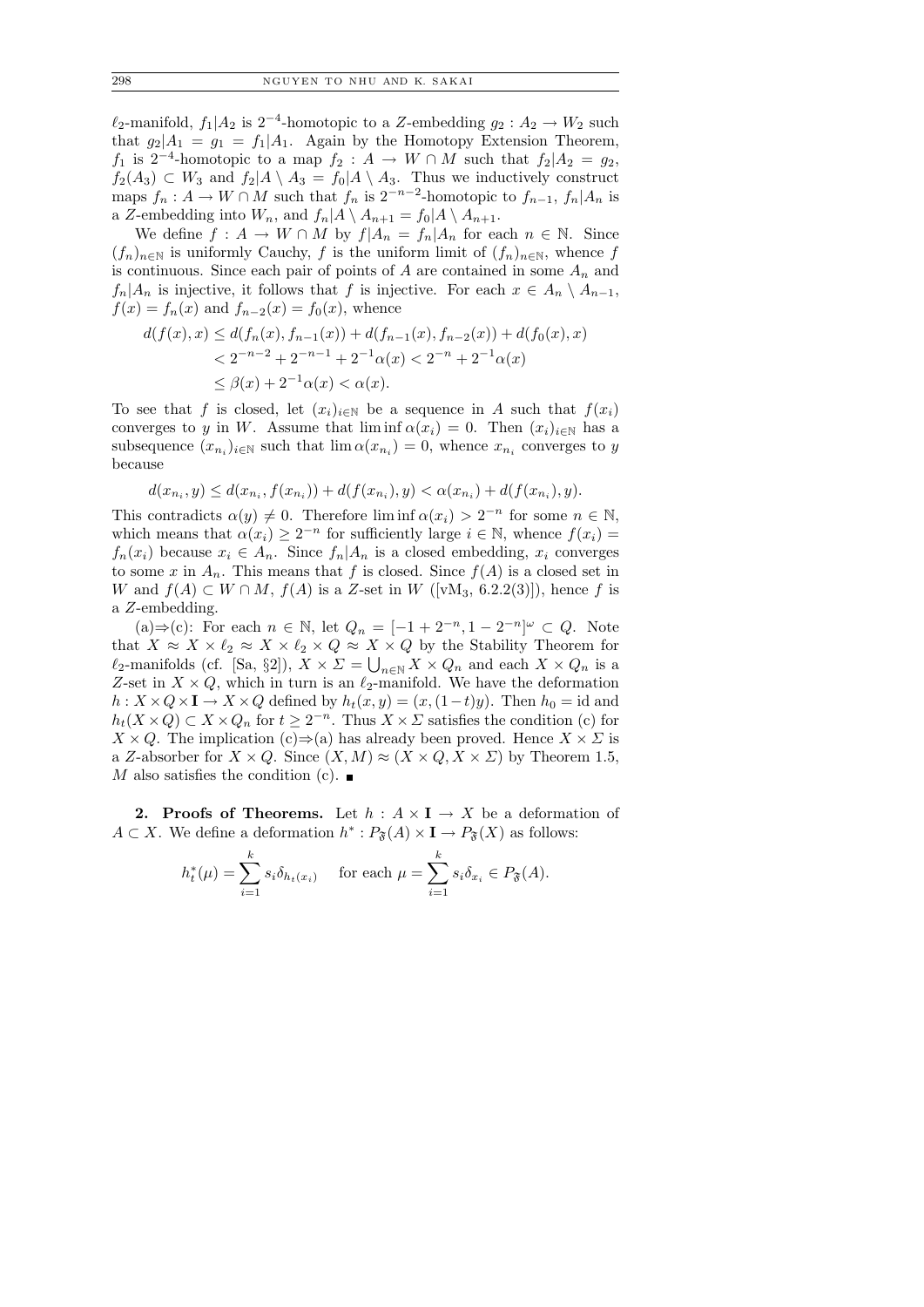$\ell_2$-manifold, $f_1|A_2$ is $2^{-4}$-homotopic to a $Z$-embedding $g_2 : A_2 \to W_2$ such that $g_2|A_1 = g_1 = f_1|A_1$. Again by the Homotopy Extension Theorem, $f_1$ is $2^{-4}$-homotopic to a map $f_2 : A \to W \cap M$ such that $f_2|A_2 = g_2$, $f_2(A_3) \subset W_3$ and $f_2|A \setminus A_3 = f_0|A \setminus A_3$. Thus we inductively construct maps $f_n : A \to W \cap M$ such that $f_n$ is $2^{-n-2}$-homotopic to $f_{n-1}$, $f_n|A_n$ is a $Z$-embedding into $W_n$, and $f_n|A \setminus A_{n+1} = f_0|A \setminus A_{n+1}$.

We define $f : A \to W \cap M$ by $f|A_n = f_n|A_n$ for each $n \in \mathbb{N}$. Since $(f_n)_{n\in\mathbb{N}}$ is uniformly Cauchy, $f$ is the uniform limit of $(f_n)_{n\in\mathbb{N}}$, whence $f$ is continuous. Since each pair of points of $A$ are contained in some $A_n$ and $f_n|A_n$ is injective, it follows that $f$ is injective. For each $x \in A_n \setminus A_{n-1}$, $f(x) = f_n(x)$ and $f_{n-2}(x) = f_0(x)$, whence

$$
\begin{aligned}
d(f(x), x) &\le d(f_n(x), f_{n-1}(x)) + d(f_{n-1}(x), f_{n-2}(x)) + d(f_0(x), x) \\
&< 2^{-n-2} + 2^{-n-1} + 2^{-1}\alpha(x) < 2^{-n} + 2^{-1}\alpha(x) \\
&\le \beta(x) + 2^{-1}\alpha(x) < \alpha(x).
\end{aligned}
$$

To see that $f$ is closed, let $(x_i)_{i\in\mathbb{N}}$ be a sequence in $A$ such that $f(x_i)$ converges to $y$ in $W$. Assume that $\liminf \alpha(x_i) = 0$. Then $(x_i)_{i\in\mathbb{N}}$ has a subsequence $(x_{n_i})_{i\in\mathbb{N}}$ such that $\lim \alpha(x_{n_i}) = 0$, whence $x_{n_i}$ converges to $y$ because

$$
d(x_{n_i}, y) \le d(x_{n_i}, f(x_{n_i})) + d(f(x_{n_i}), y) < \alpha(x_{n_i}) + d(f(x_{n_i}), y).
$$

This contradicts $\alpha(y) \neq 0$. Therefore $\liminf \alpha(x_i) > 2^{-n}$ for some $n \in \mathbb{N}$, which means that $\alpha(x_i) \ge 2^{-n}$ for sufficiently large $i \in \mathbb{N}$, whence $f(x_i) = f_n(x_i)$ because $x_i \in A_n$. Since $f_n|A_n$ is a closed embedding, $x_i$ converges to some $x$ in $A_n$. This means that $f$ is closed. Since $f(A)$ is a closed set in $W$ and $f(A) \subset W \cap M$, $f(A)$ is a $Z$-set in $W$ ([vM$_3$, 6.2.2(3)]), hence $f$ is a $Z$-embedding.

(a)$\Rightarrow$(c): For each $n \in \mathbb{N}$, let $Q_n = [-1 + 2^{-n}, 1 - 2^{-n}]^\omega \subset Q$. Note that $X \approx X \times \ell_2 \approx X \times \ell_2 \times Q \approx X \times Q$ by the Stability Theorem for $\ell_2$-manifolds (cf. [Sa, §2]), $X \times \Sigma = \bigcup_{n\in\mathbb{N}} X \times Q_n$ and each $X \times Q_n$ is a $Z$-set in $X \times Q$, which in turn is an $\ell_2$-manifold. We have the deformation $h : X \times Q \times \mathbf{I} \to X \times Q$ defined by $h_t(x, y) = (x, (1-t)y)$. Then $h_0 = \mathrm{id}$ and $h_t(X \times Q) \subset X \times Q_n$ for $t \ge 2^{-n}$. Thus $X \times \Sigma$ satisfies the condition (c) for $X \times Q$. The implication (c)$\Rightarrow$(a) has already been proved. Hence $X \times \Sigma$ is a $Z$-absorber for $X \times Q$. Since $(X, M) \approx (X \times Q, X \times \Sigma)$ by Theorem 1.5, $M$ also satisfies the condition (c). ■

**2. Proofs of Theorems.** Let $h : A \times \mathbf{I} \to X$ be a deformation of $A \subset X$. We define a deformation $h^* : P_{\mathfrak{F}}(A) \times \mathbf{I} \to P_{\mathfrak{F}}(X)$ as follows:

$$
h_t^*(\mu) = \sum_{i=1}^{k} s_i \delta_{h_t(x_i)} \quad \text{for each } \mu = \sum_{i=1}^{k} s_i \delta_{x_i} \in P_{\mathfrak{F}}(A).
$$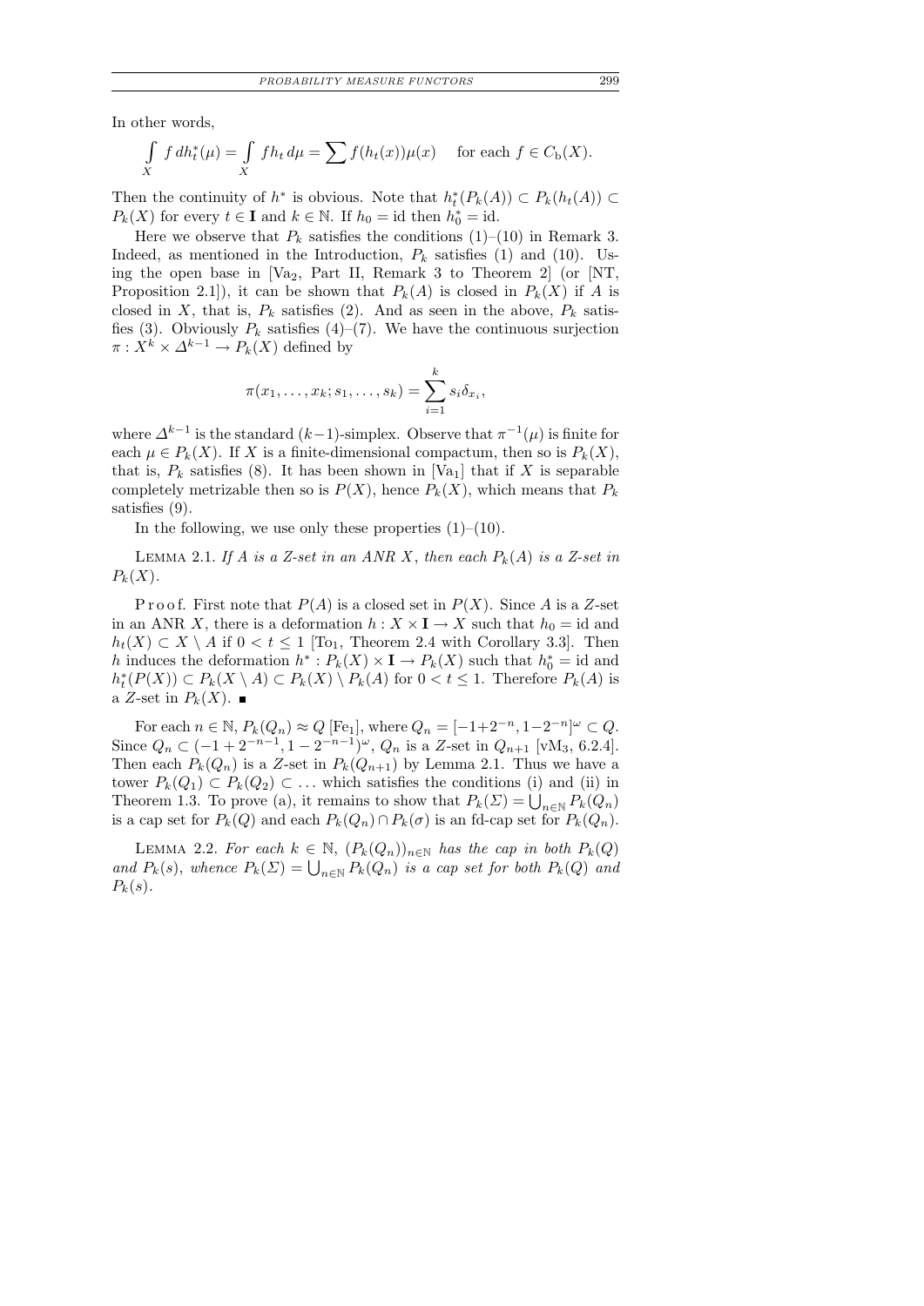In other words,

$$\int_X f \, dh_t^*(\mu) = \int_X f h_t \, d\mu = \sum f(h_t(x))\mu(x) \quad \text{for each } f \in C_{\mathrm{b}}(X).$$

Then the continuity of $h^*$ is obvious. Note that $h_t^*(P_k(A)) \subset P_k(h_t(A)) \subset P_k(X)$ for every $t \in \mathbf{I}$ and $k \in \mathbb{N}$. If $h_0 = \mathrm{id}$ then $h_0^* = \mathrm{id}$.

Here we observe that $P_k$ satisfies the conditions (1)–(10) in Remark 3. Indeed, as mentioned in the Introduction, $P_k$ satisfies (1) and (10). Using the open base in [Va$_2$, Part II, Remark 3 to Theorem 2] (or [NT, Proposition 2.1]), it can be shown that $P_k(A)$ is closed in $P_k(X)$ if $A$ is closed in $X$, that is, $P_k$ satisfies (2). And as seen in the above, $P_k$ satisfies (3). Obviously $P_k$ satisfies (4)–(7). We have the continuous surjection $\pi : X^k \times \Delta^{k-1} \to P_k(X)$ defined by

$$\pi(x_1, \ldots, x_k; s_1, \ldots, s_k) = \sum_{i=1}^{k} s_i \delta_{x_i},$$

where $\Delta^{k-1}$ is the standard $(k-1)$-simplex. Observe that $\pi^{-1}(\mu)$ is finite for each $\mu \in P_k(X)$. If $X$ is a finite-dimensional compactum, then so is $P_k(X)$, that is, $P_k$ satisfies (8). It has been shown in [Va$_1$] that if $X$ is separable completely metrizable then so is $P(X)$, hence $P_k(X)$, which means that $P_k$ satisfies (9).

In the following, we use only these properties (1)–(10).

Lemma 2.1. *If $A$ is a $Z$-set in an ANR $X$, then each $P_k(A)$ is a $Z$-set in $P_k(X)$.*

Proof. First note that $P(A)$ is a closed set in $P(X)$. Since $A$ is a $Z$-set in an ANR $X$, there is a deformation $h : X \times \mathbf{I} \to X$ such that $h_0 = \mathrm{id}$ and $h_t(X) \subset X \setminus A$ if $0 < t \le 1$ [To$_1$, Theorem 2.4 with Corollary 3.3]. Then $h$ induces the deformation $h^* : P_k(X) \times \mathbf{I} \to P_k(X)$ such that $h_0^* = \mathrm{id}$ and $h_t^*(P(X)) \subset P_k(X \setminus A) \subset P_k(X) \setminus P_k(A)$ for $0 < t \le 1$. Therefore $P_k(A)$ is a $Z$-set in $P_k(X)$. ∎

For each $n \in \mathbb{N}$, $P_k(Q_n) \approx Q$ [Fe$_1$], where $Q_n = [-1+2^{-n}, 1-2^{-n}]^\omega \subset Q$. Since $Q_n \subset (-1 + 2^{-n-1}, 1 - 2^{-n-1})^\omega$, $Q_n$ is a $Z$-set in $Q_{n+1}$ [vM$_3$, 6.2.4]. Then each $P_k(Q_n)$ is a $Z$-set in $P_k(Q_{n+1})$ by Lemma 2.1. Thus we have a tower $P_k(Q_1) \subset P_k(Q_2) \subset \ldots$ which satisfies the conditions (i) and (ii) in Theorem 1.3. To prove (a), it remains to show that $P_k(\Sigma) = \bigcup_{n\in\mathbb{N}} P_k(Q_n)$ is a cap set for $P_k(Q)$ and each $P_k(Q_n) \cap P_k(\sigma)$ is an fd-cap set for $P_k(Q_n)$.

Lemma 2.2. *For each $k \in \mathbb{N}$, $(P_k(Q_n))_{n\in\mathbb{N}}$ has the cap in both $P_k(Q)$ and $P_k(s)$, whence $P_k(\Sigma) = \bigcup_{n\in\mathbb{N}} P_k(Q_n)$ is a cap set for both $P_k(Q)$ and $P_k(s)$.*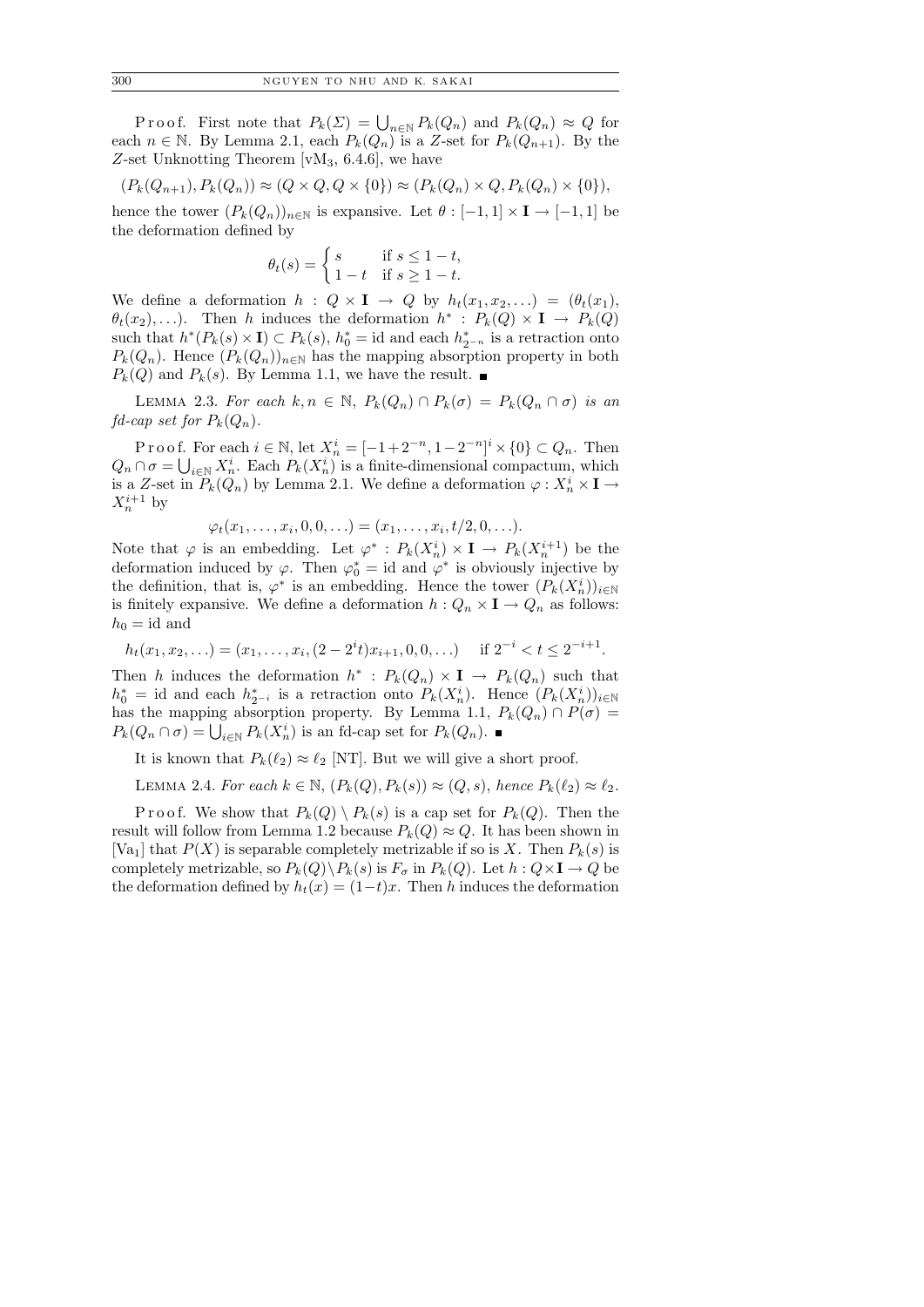Proof. First note that $P_k(\Sigma) = \bigcup_{n\in\mathbb{N}} P_k(Q_n)$ and $P_k(Q_n) \approx Q$ for each $n \in \mathbb{N}$. By Lemma 2.1, each $P_k(Q_n)$ is a $Z$-set for $P_k(Q_{n+1})$. By the $Z$-set Unknotting Theorem [vM$_3$, 6.4.6], we have

$$(P_k(Q_{n+1}), P_k(Q_n)) \approx (Q \times Q, Q \times \{0\}) \approx (P_k(Q_n) \times Q, P_k(Q_n) \times \{0\}),$$

hence the tower $(P_k(Q_n))_{n\in\mathbb{N}}$ is expansive. Let $\theta : [-1, 1] \times \mathbf{I} \to [-1, 1]$ be the deformation defined by

$$\theta_t(s) = \begin{cases} s & \text{if } s \le 1 - t, \\ 1 - t & \text{if } s \ge 1 - t. \end{cases}$$

We define a deformation $h : Q \times \mathbf{I} \to Q$ by $h_t(x_1, x_2, \ldots) = (\theta_t(x_1), \theta_t(x_2), \ldots)$. Then $h$ induces the deformation $h^* : P_k(Q) \times \mathbf{I} \to P_k(Q)$ such that $h^*(P_k(s) \times \mathbf{I}) \subset P_k(s)$, $h^*_0 = \mathrm{id}$ and each $h^*_{2^{-n}}$ is a retraction onto $P_k(Q_n)$. Hence $(P_k(Q_n))_{n\in\mathbb{N}}$ has the mapping absorption property in both $P_k(Q)$ and $P_k(s)$. By Lemma 1.1, we have the result. ∎

LEMMA 2.3. *For each $k, n \in \mathbb{N}$, $P_k(Q_n) \cap P_k(\sigma) = P_k(Q_n \cap \sigma)$ is an fd-cap set for $P_k(Q_n)$.*

Proof. For each $i \in \mathbb{N}$, let $X^i_n = [-1+2^{-n}, 1-2^{-n}]^i \times \{0\} \subset Q_n$. Then $Q_n \cap \sigma = \bigcup_{i\in\mathbb{N}} X^i_n$. Each $P_k(X^i_n)$ is a finite-dimensional compactum, which is a $Z$-set in $P_k(Q_n)$ by Lemma 2.1. We define a deformation $\varphi : X^i_n \times \mathbf{I} \to X^{i+1}_n$ by

$$\varphi_t(x_1, \ldots, x_i, 0, 0, \ldots) = (x_1, \ldots, x_i, t/2, 0, \ldots).$$

Note that $\varphi$ is an embedding. Let $\varphi^* : P_k(X^i_n) \times \mathbf{I} \to P_k(X^{i+1}_n)$ be the deformation induced by $\varphi$. Then $\varphi^*_0 = \mathrm{id}$ and $\varphi^*$ is obviously injective by the definition, that is, $\varphi^*$ is an embedding. Hence the tower $(P_k(X^i_n))_{i\in\mathbb{N}}$ is finitely expansive. We define a deformation $h : Q_n \times \mathbf{I} \to Q_n$ as follows: $h_0 = \mathrm{id}$ and

$$h_t(x_1, x_2, \ldots) = (x_1, \ldots, x_i, (2 - 2^i t)x_{i+1}, 0, 0, \ldots) \quad \text{if } 2^{-i} < t \le 2^{-i+1}.$$

Then $h$ induces the deformation $h^* : P_k(Q_n) \times \mathbf{I} \to P_k(Q_n)$ such that $h^*_0 = \mathrm{id}$ and each $h^*_{2^{-i}}$ is a retraction onto $P_k(X^i_n)$. Hence $(P_k(X^i_n))_{i\in\mathbb{N}}$ has the mapping absorption property. By Lemma 1.1, $P_k(Q_n) \cap P(\sigma) = P_k(Q_n \cap \sigma) = \bigcup_{i\in\mathbb{N}} P_k(X^i_n)$ is an fd-cap set for $P_k(Q_n)$. ∎

It is known that $P_k(\ell_2) \approx \ell_2$ [NT]. But we will give a short proof.

LEMMA 2.4. *For each $k \in \mathbb{N}$, $(P_k(Q), P_k(s)) \approx (Q, s)$, hence $P_k(\ell_2) \approx \ell_2$.*

Proof. We show that $P_k(Q) \setminus P_k(s)$ is a cap set for $P_k(Q)$. Then the result will follow from Lemma 1.2 because $P_k(Q) \approx Q$. It has been shown in [Va$_1$] that $P(X)$ is separable completely metrizable if so is $X$. Then $P_k(s)$ is completely metrizable, so $P_k(Q) \setminus P_k(s)$ is $F_\sigma$ in $P_k(Q)$. Let $h : Q \times \mathbf{I} \to Q$ be the deformation defined by $h_t(x) = (1-t)x$. Then $h$ induces the deformation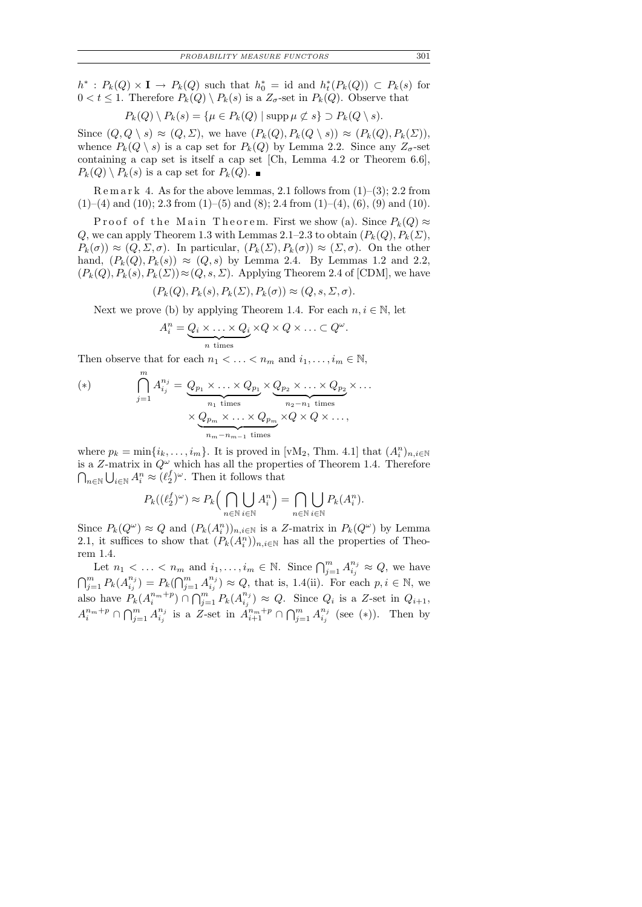$h^* : P_k(Q) \times \mathbf{I} \to P_k(Q)$ such that $h_0^* = \mathrm{id}$ and $h_t^*(P_k(Q)) \subset P_k(s)$ for $0 < t \le 1$. Therefore $P_k(Q) \setminus P_k(s)$ is a $Z_\sigma$-set in $P_k(Q)$. Observe that

$$P_k(Q) \setminus P_k(s) = \{\mu \in P_k(Q) \mid \operatorname{supp} \mu \not\subset s\} \supset P_k(Q \setminus s).$$

Since $(Q, Q \setminus s) \approx (Q, \Sigma)$, we have $(P_k(Q), P_k(Q \setminus s)) \approx (P_k(Q), P_k(\Sigma))$, whence $P_k(Q \setminus s)$ is a cap set for $P_k(Q)$ by Lemma 2.2. Since any $Z_\sigma$-set containing a cap set is itself a cap set [Ch, Lemma 4.2 or Theorem 6.6], $P_k(Q) \setminus P_k(s)$ is a cap set for $P_k(Q)$. ∎

Remark 4. As for the above lemmas, 2.1 follows from (1)–(3); 2.2 from (1)–(4) and (10); 2.3 from (1)–(5) and (8); 2.4 from (1)–(4), (6), (9) and (10).

Proof of the Main Theorem. First we show (a). Since $P_k(Q) \approx Q$, we can apply Theorem 1.3 with Lemmas 2.1–2.3 to obtain $(P_k(Q), P_k(\Sigma), P_k(\sigma)) \approx (Q, \Sigma, \sigma)$. In particular, $(P_k(\Sigma), P_k(\sigma)) \approx (\Sigma, \sigma)$. On the other hand, $(P_k(Q), P_k(s)) \approx (Q, s)$ by Lemma 2.4. By Lemmas 1.2 and 2.2, $(P_k(Q), P_k(s), P_k(\Sigma)) \approx (Q, s, \Sigma)$. Applying Theorem 2.4 of [CDM], we have

$$(P_k(Q), P_k(s), P_k(\Sigma), P_k(\sigma)) \approx (Q, s, \Sigma, \sigma).$$

Next we prove (b) by applying Theorem 1.4. For each $n, i \in \mathbb{N}$, let

$$A_i^n = \underbrace{Q_i \times \ldots \times Q_i}_{n \text{ times}} \times Q \times Q \times \ldots \subset Q^\omega.$$

Then observe that for each $n_1 < \ldots < n_m$ and $i_1, \ldots, i_m \in \mathbb{N}$,

$$(*) \qquad \bigcap_{j=1}^m A_{i_j}^{n_j} = \underbrace{Q_{p_1} \times \ldots \times Q_{p_1}}_{n_1 \text{ times}} \times \underbrace{Q_{p_2} \times \ldots \times Q_{p_2}}_{n_2 - n_1 \text{ times}} \times \ldots \times \underbrace{Q_{p_m} \times \ldots \times Q_{p_m}}_{n_m - n_{m-1} \text{ times}} \times Q \times Q \times \ldots,$$

where $p_k = \min\{i_k, \ldots, i_m\}$. It is proved in [vM$_2$, Thm. 4.1] that $(A_i^n)_{n,i\in\mathbb{N}}$ is a $Z$-matrix in $Q^\omega$ which has all the properties of Theorem 1.4. Therefore $\bigcap_{n\in\mathbb{N}} \bigcup_{i\in\mathbb{N}} A_i^n \approx (\ell_2^f)^\omega$. Then it follows that

$$P_k((\ell_2^f)^\omega) \approx P_k\Big(\bigcap_{n\in\mathbb{N}} \bigcup_{i\in\mathbb{N}} A_i^n\Big) = \bigcap_{n\in\mathbb{N}} \bigcup_{i\in\mathbb{N}} P_k(A_i^n).$$

Since $P_k(Q^\omega) \approx Q$ and $(P_k(A_i^n))_{n,i\in\mathbb{N}}$ is a $Z$-matrix in $P_k(Q^\omega)$ by Lemma 2.1, it suffices to show that $(P_k(A_i^n))_{n,i\in\mathbb{N}}$ has all the properties of Theorem 1.4.

Let $n_1 < \ldots < n_m$ and $i_1, \ldots, i_m \in \mathbb{N}$. Since $\bigcap_{j=1}^m A_{i_j}^{n_j} \approx Q$, we have $\bigcap_{j=1}^m P_k(A_{i_j}^{n_j}) = P_k(\bigcap_{j=1}^m A_{i_j}^{n_j}) \approx Q$, that is, 1.4(ii). For each $p, i \in \mathbb{N}$, we also have $P_k(A_i^{n_m+p}) \cap \bigcap_{j=1}^m P_k(A_{i_j}^{n_j}) \approx Q$. Since $Q_i$ is a $Z$-set in $Q_{i+1}$, $A_i^{n_m+p} \cap \bigcap_{j=1}^m A_{i_j}^{n_j}$ is a $Z$-set in $A_{i+1}^{n_m+p} \cap \bigcap_{j=1}^m A_{i_j}^{n_j}$ (see $(*)$). Then by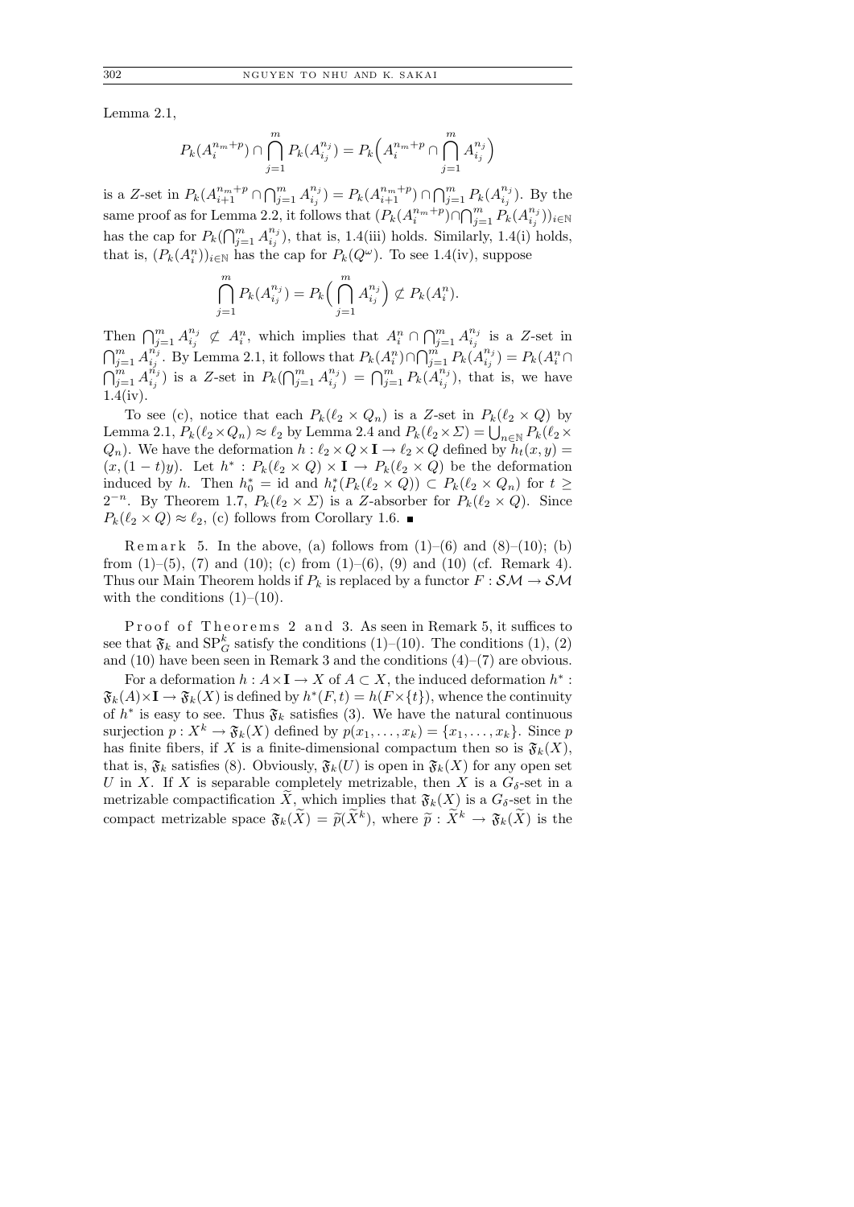Lemma 2.1,

$$P_k(A_i^{n_m+p}) \cap \bigcap_{j=1}^{m} P_k(A_{i_j}^{n_j}) = P_k\Big(A_i^{n_m+p} \cap \bigcap_{j=1}^{m} A_{i_j}^{n_j}\Big)$$

is a $Z$-set in $P_k(A_{i+1}^{n_m+p} \cap \bigcap_{j=1}^{m} A_{i_j}^{n_j}) = P_k(A_{i+1}^{n_m+p}) \cap \bigcap_{j=1}^{m} P_k(A_{i_j}^{n_j})$. By the same proof as for Lemma 2.2, it follows that $(P_k(A_i^{n_m+p}) \cap \bigcap_{j=1}^{m} P_k(A_{i_j}^{n_j}))_{i\in\mathbb{N}}$ has the cap for $P_k(\bigcap_{j=1}^{m} A_{i_j}^{n_j})$, that is, 1.4(iii) holds. Similarly, 1.4(i) holds, that is, $(P_k(A_i^n))_{i\in\mathbb{N}}$ has the cap for $P_k(Q^\omega)$. To see 1.4(iv), suppose

$$\bigcap_{j=1}^{m} P_k(A_{i_j}^{n_j}) = P_k\Big(\bigcap_{j=1}^{m} A_{i_j}^{n_j}\Big) \not\subset P_k(A_i^n).$$

Then $\bigcap_{j=1}^{m} A_{i_j}^{n_j} \not\subset A_i^n$, which implies that $A_i^n \cap \bigcap_{j=1}^{m} A_{i_j}^{n_j}$ is a $Z$-set in $\bigcap_{j=1}^{m} A_{i_j}^{n_j}$. By Lemma 2.1, it follows that $P_k(A_i^n) \cap \bigcap_{j=1}^{m} P_k(A_{i_j}^{n_j}) = P_k(A_i^n \cap \bigcap_{j=1}^{m} A_{i_j}^{n_j})$ is a $Z$-set in $P_k(\bigcap_{j=1}^{m} A_{i_j}^{n_j}) = \bigcap_{j=1}^{m} P_k(A_{i_j}^{n_j})$, that is, we have 1.4(iv).

To see (c), notice that each $P_k(\ell_2 \times Q_n)$ is a $Z$-set in $P_k(\ell_2 \times Q)$ by Lemma 2.1, $P_k(\ell_2 \times Q_n) \approx \ell_2$ by Lemma 2.4 and $P_k(\ell_2 \times \Sigma) = \bigcup_{n\in\mathbb{N}} P_k(\ell_2 \times Q_n)$. We have the deformation $h : \ell_2 \times Q \times \mathbf{I} \to \ell_2 \times Q$ defined by $h_t(x, y) = (x, (1-t)y)$. Let $h^* : P_k(\ell_2 \times Q) \times \mathbf{I} \to P_k(\ell_2 \times Q)$ be the deformation induced by $h$. Then $h_0^* = \mathrm{id}$ and $h_t^*(P_k(\ell_2 \times Q)) \subset P_k(\ell_2 \times Q_n)$ for $t \geq 2^{-n}$. By Theorem 1.7, $P_k(\ell_2 \times \Sigma)$ is a $Z$-absorber for $P_k(\ell_2 \times Q)$. Since $P_k(\ell_2 \times Q) \approx \ell_2$, (c) follows from Corollary 1.6. ∎

Remark 5. In the above, (a) follows from (1)–(6) and (8)–(10); (b) from (1)–(5), (7) and (10); (c) from (1)–(6), (9) and (10) (cf. Remark 4). Thus our Main Theorem holds if $P_k$ is replaced by a functor $F : \mathcal{SM} \to \mathcal{SM}$ with the conditions (1)–(10).

Proof of Theorems 2 and 3. As seen in Remark 5, it suffices to see that $\mathfrak{F}_k$ and $\mathrm{SP}_G^k$ satisfy the conditions (1)–(10). The conditions (1), (2) and (10) have been seen in Remark 3 and the conditions (4)–(7) are obvious.

For a deformation $h : A \times \mathbf{I} \to X$ of $A \subset X$, the induced deformation $h^* : \mathfrak{F}_k(A) \times \mathbf{I} \to \mathfrak{F}_k(X)$ is defined by $h^*(F, t) = h(F \times \{t\})$, whence the continuity of $h^*$ is easy to see. Thus $\mathfrak{F}_k$ satisfies (3). We have the natural continuous surjection $p : X^k \to \mathfrak{F}_k(X)$ defined by $p(x_1, \ldots, x_k) = \{x_1, \ldots, x_k\}$. Since $p$ has finite fibers, if $X$ is a finite-dimensional compactum then so is $\mathfrak{F}_k(X)$, that is, $\mathfrak{F}_k$ satisfies (8). Obviously, $\mathfrak{F}_k(U)$ is open in $\mathfrak{F}_k(X)$ for any open set $U$ in $X$. If $X$ is separable completely metrizable, then $X$ is a $G_\delta$-set in a metrizable compactification $\widetilde{X}$, which implies that $\mathfrak{F}_k(X)$ is a $G_\delta$-set in the compact metrizable space $\mathfrak{F}_k(\widetilde{X}) = \widetilde{p}(\widetilde{X}^k)$, where $\widetilde{p} : \widetilde{X}^k \to \mathfrak{F}_k(\widetilde{X})$ is the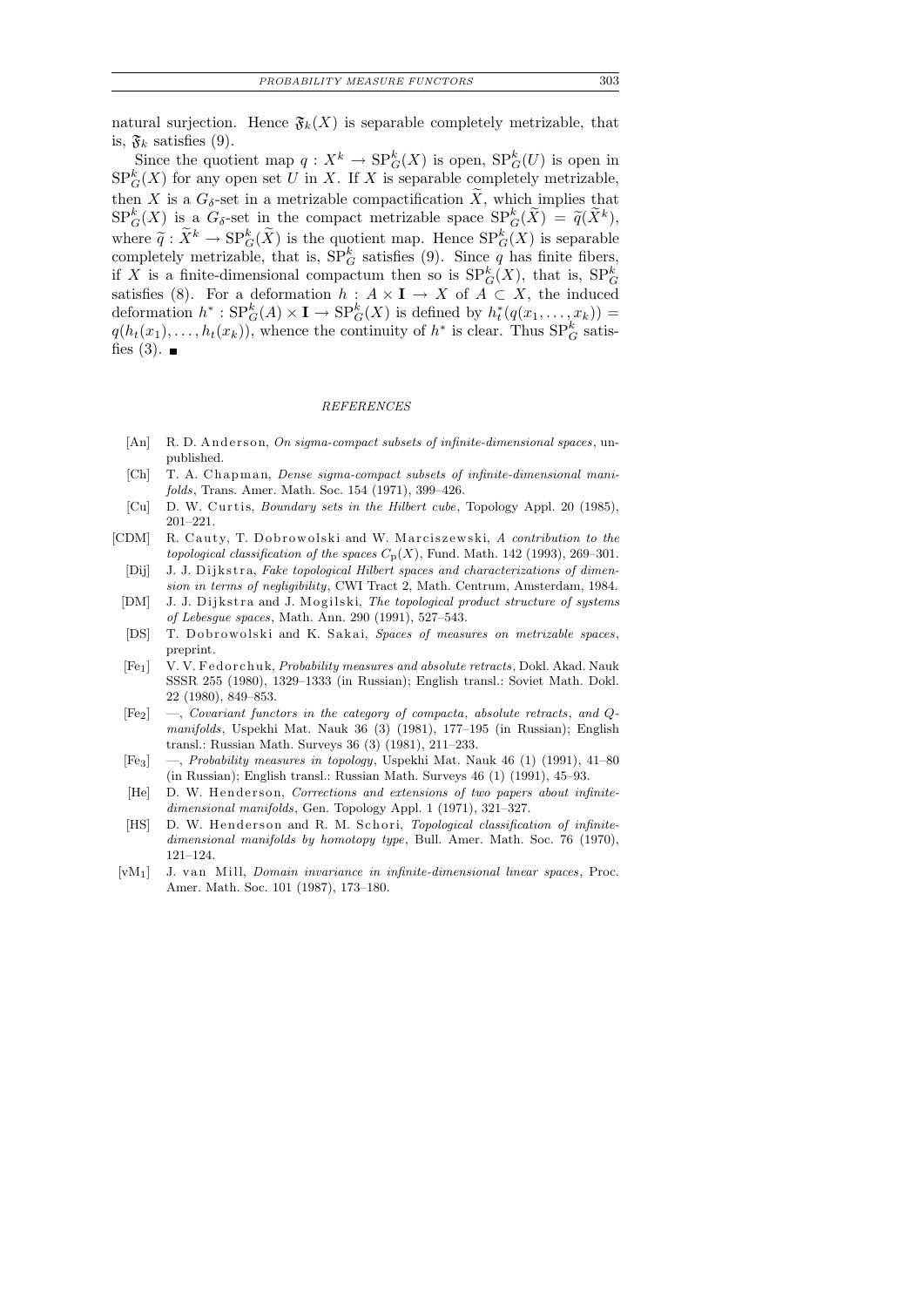natural surjection. Hence $\mathfrak{F}_k(X)$ is separable completely metrizable, that is, $\mathfrak{F}_k$ satisfies (9).

Since the quotient map $q : X^k \to \mathrm{SP}^k_G(X)$ is open, $\mathrm{SP}^k_G(U)$ is open in $\mathrm{SP}^k_G(X)$ for any open set $U$ in $X$. If $X$ is separable completely metrizable, then $X$ is a $G_\delta$-set in a metrizable compactification $\widetilde{X}$, which implies that $\mathrm{SP}^k_G(X)$ is a $G_\delta$-set in the compact metrizable space $\mathrm{SP}^k_G(\widetilde{X}) = \widetilde{q}(\widetilde{X}^k)$, where $\widetilde{q} : \widetilde{X}^k \to \mathrm{SP}^k_G(\widetilde{X})$ is the quotient map. Hence $\mathrm{SP}^k_G(X)$ is separable completely metrizable, that is, $\mathrm{SP}^k_G$ satisfies (9). Since $q$ has finite fibers, if $X$ is a finite-dimensional compactum then so is $\mathrm{SP}^k_G(X)$, that is, $\mathrm{SP}^k_G$ satisfies (8). For a deformation $h : A \times \mathbf{I} \to X$ of $A \subset X$, the induced deformation $h^* : \mathrm{SP}^k_G(A) \times \mathbf{I} \to \mathrm{SP}^k_G(X)$ is defined by $h^*_t(q(x_1, \ldots, x_k)) = q(h_t(x_1), \ldots, h_t(x_k))$, whence the continuity of $h^*$ is clear. Thus $\mathrm{SP}^k_G$ satisfies (3). ∎

## REFERENCES

- [An] R. D. Anderson, *On sigma-compact subsets of infinite-dimensional spaces*, unpublished.
- [Ch] T. A. Chapman, *Dense sigma-compact subsets of infinite-dimensional manifolds*, Trans. Amer. Math. Soc. 154 (1971), 399–426.
- [Cu] D. W. Curtis, *Boundary sets in the Hilbert cube*, Topology Appl. 20 (1985), 201–221.
- [CDM] R. Cauty, T. Dobrowolski and W. Marciszewski, *A contribution to the topological classification of the spaces $C_p(X)$*, Fund. Math. 142 (1993), 269–301.
- [Dij] J. J. Dijkstra, *Fake topological Hilbert spaces and characterizations of dimension in terms of negligibility*, CWI Tract 2, Math. Centrum, Amsterdam, 1984.
- [DM] J. J. Dijkstra and J. Mogilski, *The topological product structure of systems of Lebesgue spaces*, Math. Ann. 290 (1991), 527–543.
- [DS] T. Dobrowolski and K. Sakai, *Spaces of measures on metrizable spaces*, preprint.
- [Fe$_1$] V. V. Fedorchuk, *Probability measures and absolute retracts*, Dokl. Akad. Nauk SSSR 255 (1980), 1329–1333 (in Russian); English transl.: Soviet Math. Dokl. 22 (1980), 849–853.
- [Fe$_2$] —, *Covariant functors in the category of compacta, absolute retracts, and Q-manifolds*, Uspekhi Mat. Nauk 36 (3) (1981), 177–195 (in Russian); English transl.: Russian Math. Surveys 36 (3) (1981), 211–233.
- [Fe$_3$] —, *Probability measures in topology*, Uspekhi Mat. Nauk 46 (1) (1991), 41–80 (in Russian); English transl.: Russian Math. Surveys 46 (1) (1991), 45–93.
- [He] D. W. Henderson, *Corrections and extensions of two papers about infinite-dimensional manifolds*, Gen. Topology Appl. 1 (1971), 321–327.
- [HS] D. W. Henderson and R. M. Schori, *Topological classification of infinite-dimensional manifolds by homotopy type*, Bull. Amer. Math. Soc. 76 (1970), 121–124.
- [vM$_1$] J. van Mill, *Domain invariance in infinite-dimensional linear spaces*, Proc. Amer. Math. Soc. 101 (1987), 173–180.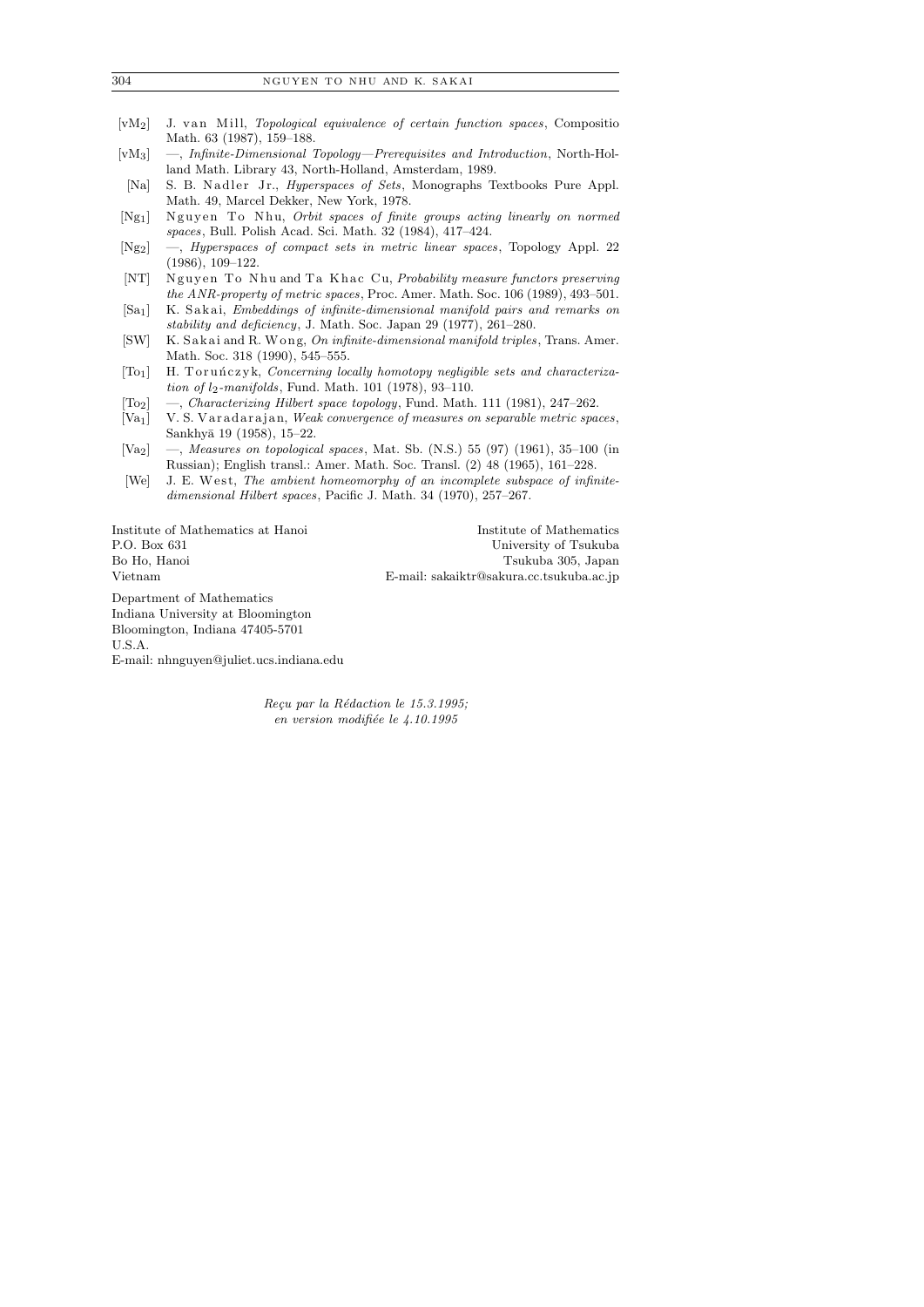[vM$_2$] J. van Mill, *Topological equivalence of certain function spaces*, Compositio Math. 63 (1987), 159–188.

[vM$_3$] —, *Infinite-Dimensional Topology—Prerequisites and Introduction*, North-Holland Math. Library 43, North-Holland, Amsterdam, 1989.

[Na] S. B. Nadler Jr., *Hyperspaces of Sets*, Monographs Textbooks Pure Appl. Math. 49, Marcel Dekker, New York, 1978.

[Ng$_1$] Nguyen To Nhu, *Orbit spaces of finite groups acting linearly on normed spaces*, Bull. Polish Acad. Sci. Math. 32 (1984), 417–424.

[Ng$_2$] —, *Hyperspaces of compact sets in metric linear spaces*, Topology Appl. 22 (1986), 109–122.

[NT] Nguyen To Nhu and Ta Khac Cu, *Probability measure functors preserving the ANR-property of metric spaces*, Proc. Amer. Math. Soc. 106 (1989), 493–501.

[Sa$_1$] K. Sakai, *Embeddings of infinite-dimensional manifold pairs and remarks on stability and deficiency*, J. Math. Soc. Japan 29 (1977), 261–280.

[SW] K. Sakai and R. Wong, *On infinite-dimensional manifold triples*, Trans. Amer. Math. Soc. 318 (1990), 545–555.

[To$_1$] H. Toruńczyk, *Concerning locally homotopy negligible sets and characterization of $l_2$-manifolds*, Fund. Math. 101 (1978), 93–110.

[To$_2$] —, *Characterizing Hilbert space topology*, Fund. Math. 111 (1981), 247–262.

[Va$_1$] V. S. Varadarajan, *Weak convergence of measures on separable metric spaces*, Sankhyā 19 (1958), 15–22.

[Va$_2$] —, *Measures on topological spaces*, Mat. Sb. (N.S.) 55 (97) (1961), 35–100 (in Russian); English transl.: Amer. Math. Soc. Transl. (2) 48 (1965), 161–228.

[We] J. E. West, *The ambient homeomorphy of an incomplete subspace of infinite-dimensional Hilbert spaces*, Pacific J. Math. 34 (1970), 257–267.

Institute of Mathematics at Hanoi
P.O. Box 631
Bo Ho, Hanoi
Vietnam

Department of Mathematics
Indiana University at Bloomington
Bloomington, Indiana 47405-5701
U.S.A.
E-mail: nhnguyen@juliet.ucs.indiana.edu

Institute of Mathematics
University of Tsukuba
Tsukuba 305, Japan
E-mail: sakaiktr@sakura.cc.tsukuba.ac.jp

*Reçu par la Rédaction le 15.3.1995;*
*en version modifiée le 4.10.1995*